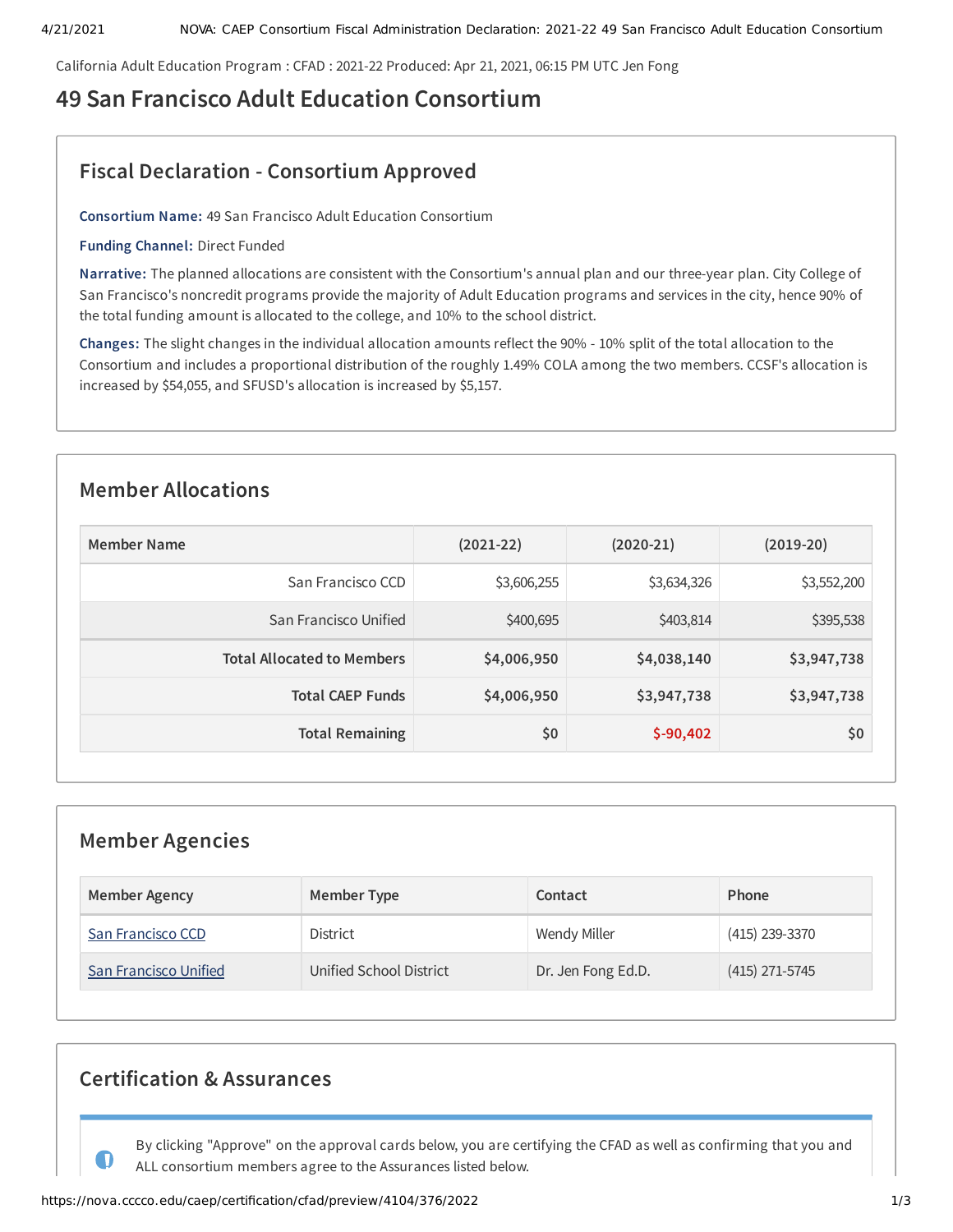California Adult Education Program : CFAD : 2021-22 Produced: Apr 21, 2021, 06:15 PM UTC Jen Fong

# 49 San Francisco Adult Education Consortium

## Fiscal Declaration - Consortium Approved

**Consortium Name:** 49 San Francisco Adult Education Consortium

**Funding Channel:** Direct Funded

**Narrative:** The planned allocations are consistent with the Consortium's annual plan and our three-year plan. City College of San Francisco's noncredit programs provide the majority of Adult Education programs and services in the city, hence 90% of the total funding amount is allocated to the college, and 10% to the school district.

**Changes:** The slight changes in the individual allocation amounts reflect the 90% - 10% split of the total allocation to the Consortium and includes a proportional distribution of the roughly 1.49% COLA among the two members. CCSF's allocation is increased by $54,055, and SFUSD's allocation is increased by $5,157.

## Member Allocations

| Member Name | (2021-22) | (2020-21) | (2019-20) |
|---|---|---|---|
| San Francisco CCD | $3,606,255 | $3,634,326 | $3,552,200 |
| San Francisco Unified | $400,695 | $403,814 | $395,538 |
| **Total Allocated to Members** | **$4,006,950** | **$4,038,140** | **$3,947,738** |
| **Total CAEP Funds** | **$4,006,950** | **$3,947,738** | **$3,947,738** |
| **Total Remaining** | **$0** | **$-90,402** | **$0** |

## Member Agencies

| Member Agency | Member Type | Contact | Phone |
|---|---|---|---|
| San Francisco CCD | District | Wendy Miller | (415) 239-3370 |
| San Francisco Unified | Unified School District | Dr. Jen Fong Ed.D. | (415) 271-5745 |

## Certification & Assurances

By clicking "Approve" on the approval cards below, you are certifying the CFAD as well as confirming that you and ALL consortium members agree to the Assurances listed below.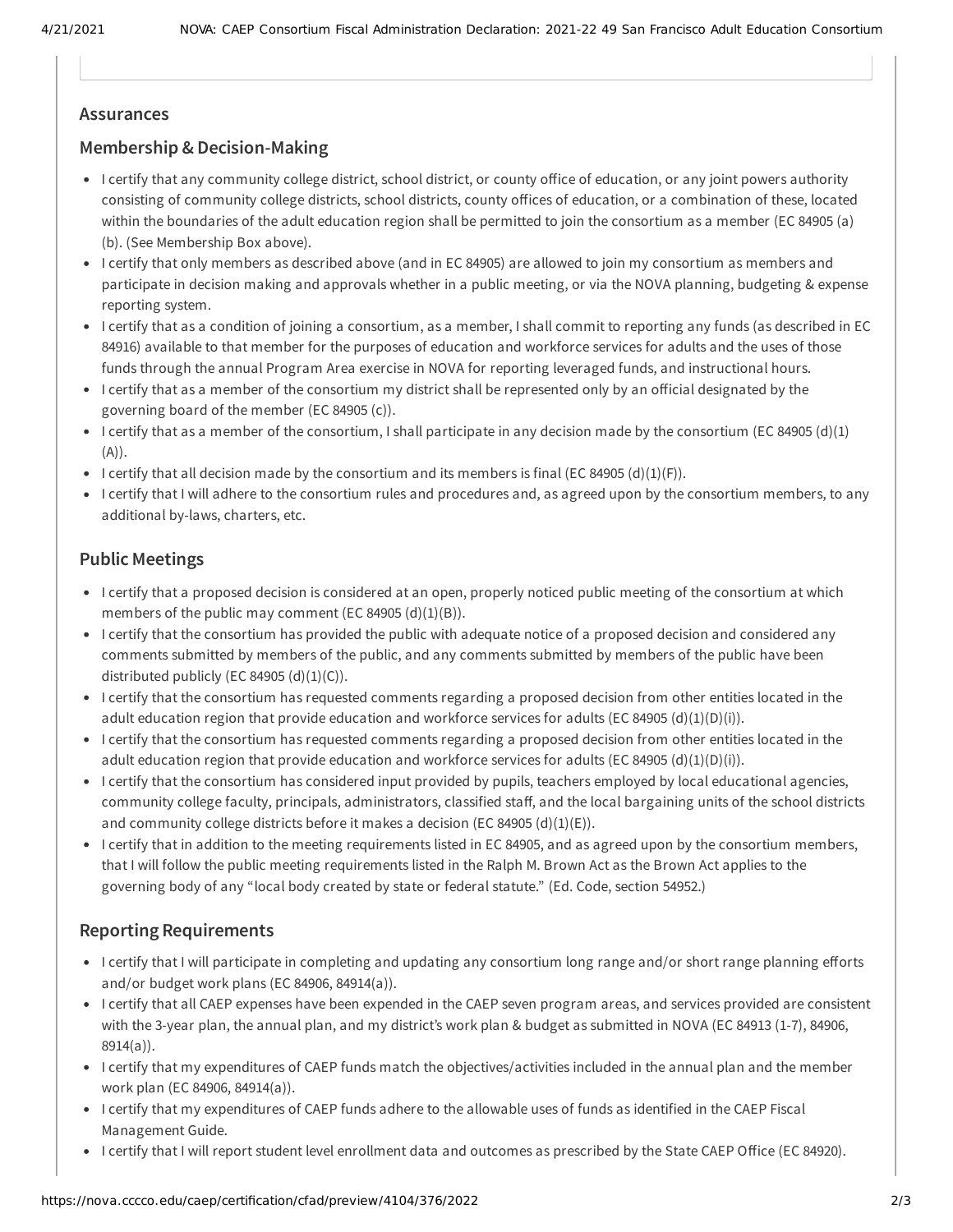## Assurances

### Membership & Decision-Making

- I certify that any community college district, school district, or county office of education, or any joint powers authority consisting of community college districts, school districts, county offices of education, or a combination of these, located within the boundaries of the adult education region shall be permitted to join the consortium as a member (EC 84905 (a) (b). (See Membership Box above).
- I certify that only members as described above (and in EC 84905) are allowed to join my consortium as members and participate in decision making and approvals whether in a public meeting, or via the NOVA planning, budgeting & expense reporting system.
- I certify that as a condition of joining a consortium, as a member, I shall commit to reporting any funds (as described in EC 84916) available to that member for the purposes of education and workforce services for adults and the uses of those funds through the annual Program Area exercise in NOVA for reporting leveraged funds, and instructional hours.
- I certify that as a member of the consortium my district shall be represented only by an official designated by the governing board of the member (EC 84905 (c)).
- I certify that as a member of the consortium, I shall participate in any decision made by the consortium (EC 84905 (d)(1)(A)).
- I certify that all decision made by the consortium and its members is final (EC 84905 (d)(1)(F)).
- I certify that I will adhere to the consortium rules and procedures and, as agreed upon by the consortium members, to any additional by-laws, charters, etc.

### Public Meetings

- I certify that a proposed decision is considered at an open, properly noticed public meeting of the consortium at which members of the public may comment (EC 84905 (d)(1)(B)).
- I certify that the consortium has provided the public with adequate notice of a proposed decision and considered any comments submitted by members of the public, and any comments submitted by members of the public have been distributed publicly (EC 84905 (d)(1)(C)).
- I certify that the consortium has requested comments regarding a proposed decision from other entities located in the adult education region that provide education and workforce services for adults (EC 84905 (d)(1)(D)(i)).
- I certify that the consortium has requested comments regarding a proposed decision from other entities located in the adult education region that provide education and workforce services for adults (EC 84905 (d)(1)(D)(i)).
- I certify that the consortium has considered input provided by pupils, teachers employed by local educational agencies, community college faculty, principals, administrators, classified staff, and the local bargaining units of the school districts and community college districts before it makes a decision (EC 84905 (d)(1)(E)).
- I certify that in addition to the meeting requirements listed in EC 84905, and as agreed upon by the consortium members, that I will follow the public meeting requirements listed in the Ralph M. Brown Act as the Brown Act applies to the governing body of any "local body created by state or federal statute." (Ed. Code, section 54952.)

### Reporting Requirements

- I certify that I will participate in completing and updating any consortium long range and/or short range planning efforts and/or budget work plans (EC 84906, 84914(a)).
- I certify that all CAEP expenses have been expended in the CAEP seven program areas, and services provided are consistent with the 3-year plan, the annual plan, and my district's work plan & budget as submitted in NOVA (EC 84913 (1-7), 84906, 8914(a)).
- I certify that my expenditures of CAEP funds match the objectives/activities included in the annual plan and the member work plan (EC 84906, 84914(a)).
- I certify that my expenditures of CAEP funds adhere to the allowable uses of funds as identified in the CAEP Fiscal Management Guide.
- I certify that I will report student level enrollment data and outcomes as prescribed by the State CAEP Office (EC 84920).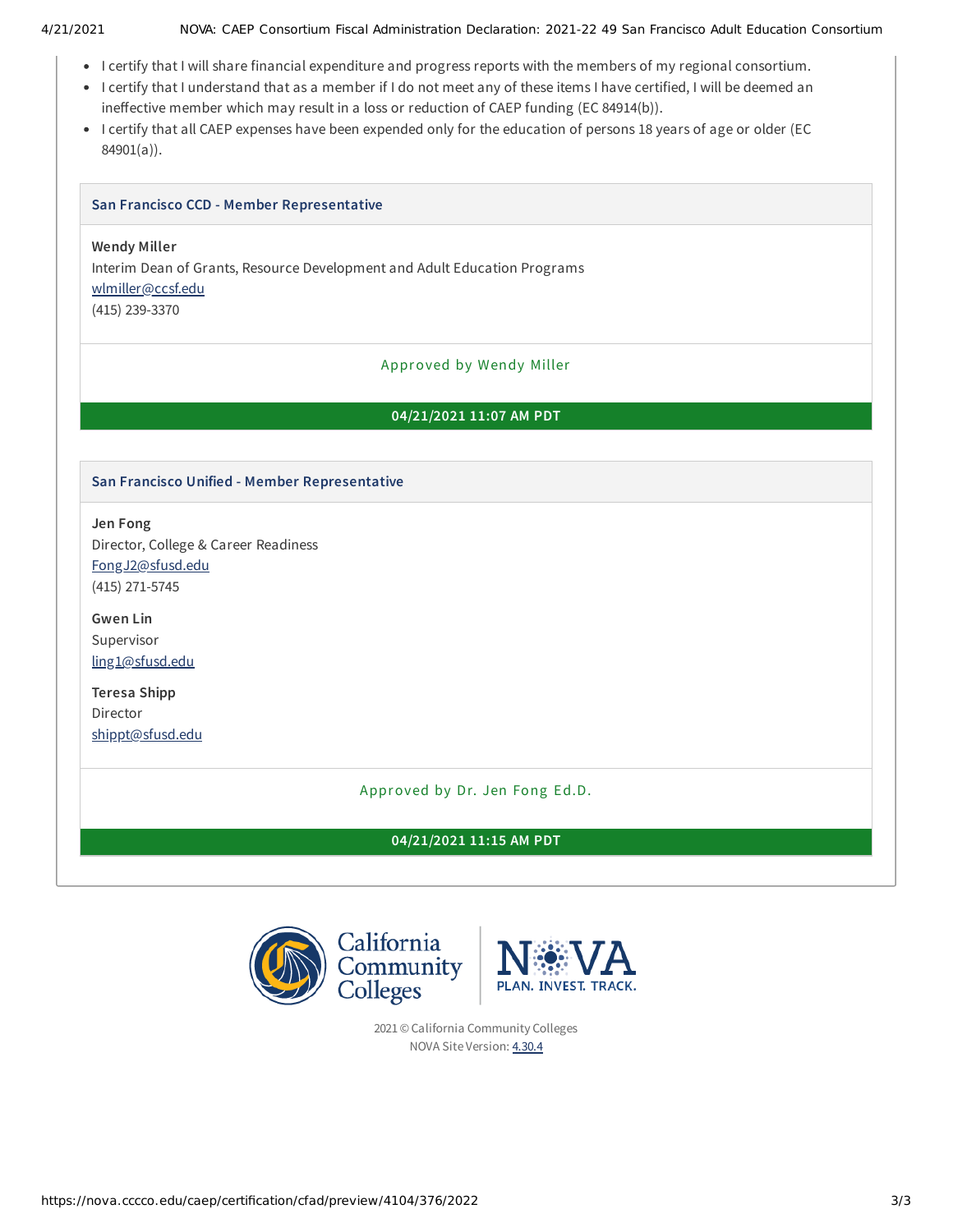- I certify that I will share financial expenditure and progress reports with the members of my regional consortium.
- I certify that I understand that as a member if I do not meet any of these items I have certified, I will be deemed an ineffective member which may result in a loss or reduction of CAEP funding (EC 84914(b)).
- I certify that all CAEP expenses have been expended only for the education of persons 18 years of age or older (EC 84901(a)).

### San Francisco CCD - Member Representative

**Wendy Miller**
Interim Dean of Grants, Resource Development and Adult Education Programs
wlmiller@ccsf.edu
(415) 239-3370

Approved by Wendy Miller

**04/21/2021 11:07 AM PDT**

### San Francisco Unified - Member Representative

**Jen Fong**
Director, College & Career Readiness
FongJ2@sfusd.edu
(415) 271-5745

**Gwen Lin**
Supervisor
ling1@sfusd.edu

**Teresa Shipp**
Director
shippt@sfusd.edu

Approved by Dr. Jen Fong Ed.D.

**04/21/2021 11:15 AM PDT**

2021 © California Community Colleges
NOVA Site Version: 4.30.4